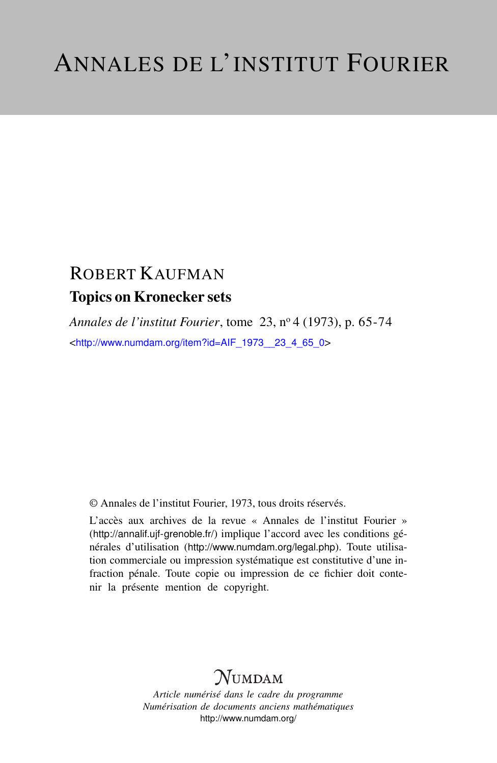# ANNALES DE L'INSTITUT FOURIER

ROBERT KAUFMAN

**Topics on Kronecker sets**

*Annales de l'institut Fourier*, tome 23, nº 4 (1973), p. 65-74

<http://www.numdam.org/item?id=AIF_1973__23_4_65_0>

© Annales de l'institut Fourier, 1973, tous droits réservés.

L'accès aux archives de la revue « Annales de l'institut Fourier » (http://annalif.ujf-grenoble.fr/) implique l'accord avec les conditions générales d'utilisation (http://www.numdam.org/legal.php). Toute utilisation commerciale ou impression systématique est constitutive d'une infraction pénale. Toute copie ou impression de ce fichier doit contenir la présente mention de copyright.

NUMDAM

*Article numérisé dans le cadre du programme*
*Numérisation de documents anciens mathématiques*
http://www.numdam.org/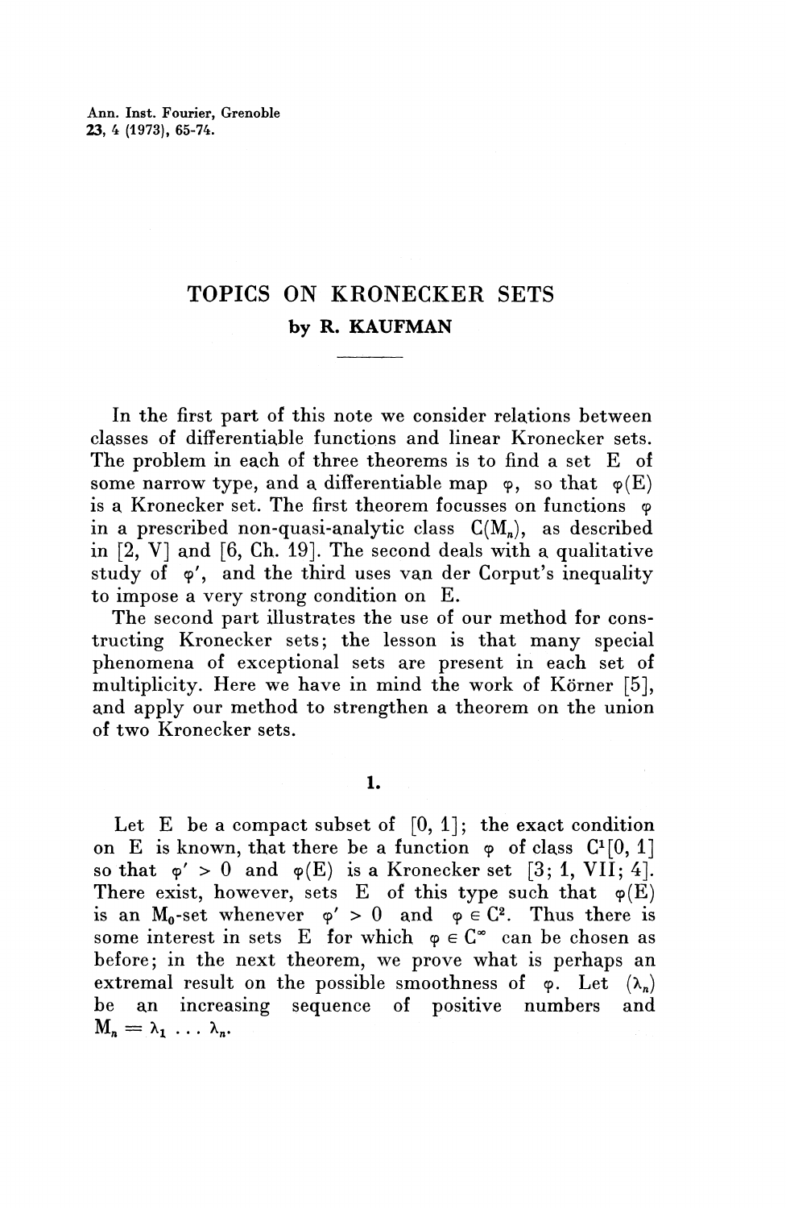# TOPICS ON KRONECKER SETS

### by R. KAUFMAN

In the first part of this note we consider relations between classes of differentiable functions and linear Kronecker sets. The problem in each of three theorems is to find a set $E$ of some narrow type, and a differentiable map $\varphi$, so that $\varphi(E)$ is a Kronecker set. The first theorem focusses on functions $\varphi$ in a prescribed non-quasi-analytic class $C(M_n)$, as described in [2, V] and [6, Ch. 19]. The second deals with a qualitative study of $\varphi'$, and the third uses van der Corput's inequality to impose a very strong condition on $E$.

The second part illustrates the use of our method for constructing Kronecker sets; the lesson is that many special phenomena of exceptional sets are present in each set of multiplicity. Here we have in mind the work of Körner [5], and apply our method to strengthen a theorem on the union of two Kronecker sets.

## 1.

Let $E$ be a compact subset of $[0, 1]$; the exact condition on $E$ is known, that there be a function $\varphi$ of class $C^1[0, 1]$ so that $\varphi' > 0$ and $\varphi(E)$ is a Kronecker set [3; 1, VII; 4]. There exist, however, sets $E$ of this type such that $\varphi(E)$ is an $M_0$-set whenever $\varphi' > 0$ and $\varphi \in C^2$. Thus there is some interest in sets $E$ for which $\varphi \in C^\infty$ can be chosen as before; in the next theorem, we prove what is perhaps an extremal result on the possible smoothness of $\varphi$. Let $(\lambda_n)$ be an increasing sequence of positive numbers and $M_n = \lambda_1 \ldots \lambda_n$.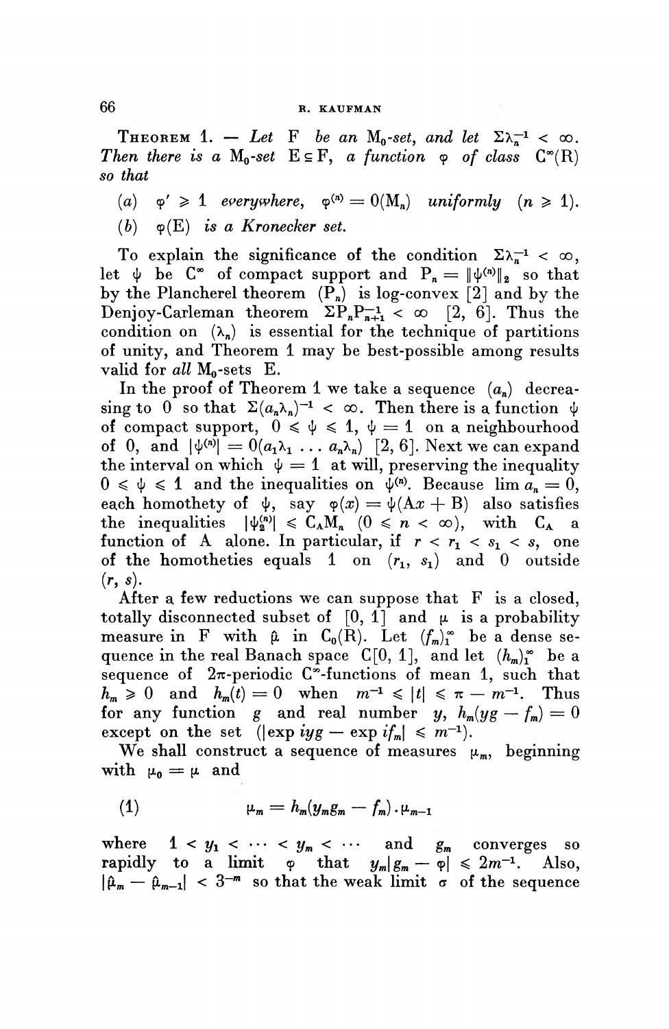THEOREM 1. — *Let* F *be an* $M_0$*-set, and let* $\Sigma\lambda_n^{-1} < \infty$. *Then there is a* $M_0$*-set* $E \subseteq F$, *a function* $\varphi$ *of class* $C^\infty(R)$ *so that*

(*a*) $\varphi' \geqslant 1$ *everywhere,* $\varphi^{(n)} = 0(M_n)$ *uniformly* $(n \geqslant 1)$.

(*b*) $\varphi(E)$ *is a Kronecker set.*

To explain the significance of the condition $\Sigma\lambda_n^{-1} < \infty$, let $\psi$ be $C^\infty$ of compact support and $P_n = \|\psi^{(n)}\|_2$ so that by the Plancherel theorem $(P_n)$ is log-convex [2] and by the Denjoy-Carleman theorem $\Sigma P_n P_{n+1}^{-1} < \infty$ [2, 6]. Thus the condition on $(\lambda_n)$ is essential for the technique of partitions of unity, and Theorem 1 may be best-possible among results valid for *all* $M_0$-sets E.

In the proof of Theorem 1 we take a sequence $(a_n)$ decreasing to 0 so that $\Sigma(a_n\lambda_n)^{-1} < \infty$. Then there is a function $\psi$ of compact support, $0 \leqslant \psi \leqslant 1$, $\psi = 1$ on a neighbourhood of 0, and $|\psi^{(n)}| = 0(a_1\lambda_1 \ldots a_n\lambda_n)$ [2, 6]. Next we can expand the interval on which $\psi = 1$ at will, preserving the inequality $0 \leqslant \psi \leqslant 1$ and the inequalities on $\psi^{(n)}$. Because $\lim a_n = 0$, each homothety of $\psi$, say $\varphi(x) = \psi(Ax + B)$ also satisfies the inequalities $|\psi_2^{(n)}| \leqslant C_A M_n$ $(0 \leqslant n < \infty)$, with $C_A$ a function of A alone. In particular, if $r < r_1 < s_1 < s$, one of the homotheties equals 1 on $(r_1, s_1)$ and 0 outside $(r, s)$.

After a few reductions we can suppose that F is a closed, totally disconnected subset of $[0, 1]$ and $\mu$ is a probability measure in F with $\hat{\mu}$ in $C_0(R)$. Let $(f_m)_1^\infty$ be a dense sequence in the real Banach space $C[0, 1]$, and let $(h_m)_1^\infty$ be a sequence of $2\pi$-periodic $C^\infty$-functions of mean 1, such that $h_m \geqslant 0$ and $h_m(t) = 0$ when $m^{-1} \leqslant |t| \leqslant \pi - m^{-1}$. Thus for any function $g$ and real number $y$, $h_m(yg - f_m) = 0$ except on the set $(|\exp iyg - \exp if_m| \leqslant m^{-1})$.

We shall construct a sequence of measures $\mu_m$, beginning with $\mu_0 = \mu$ and

$$\mu_m = h_m(y_m g_m - f_m) \cdot \mu_{m-1} \tag{1}$$

where $1 < y_1 < \cdots < y_m < \cdots$ and $g_m$ converges so rapidly to a limit $\varphi$ that $y_m|g_m - \varphi| \leqslant 2m^{-1}$. Also, $|\hat{\mu}_m - \hat{\mu}_{m-1}| < 3^{-m}$ so that the weak limit $\sigma$ of the sequence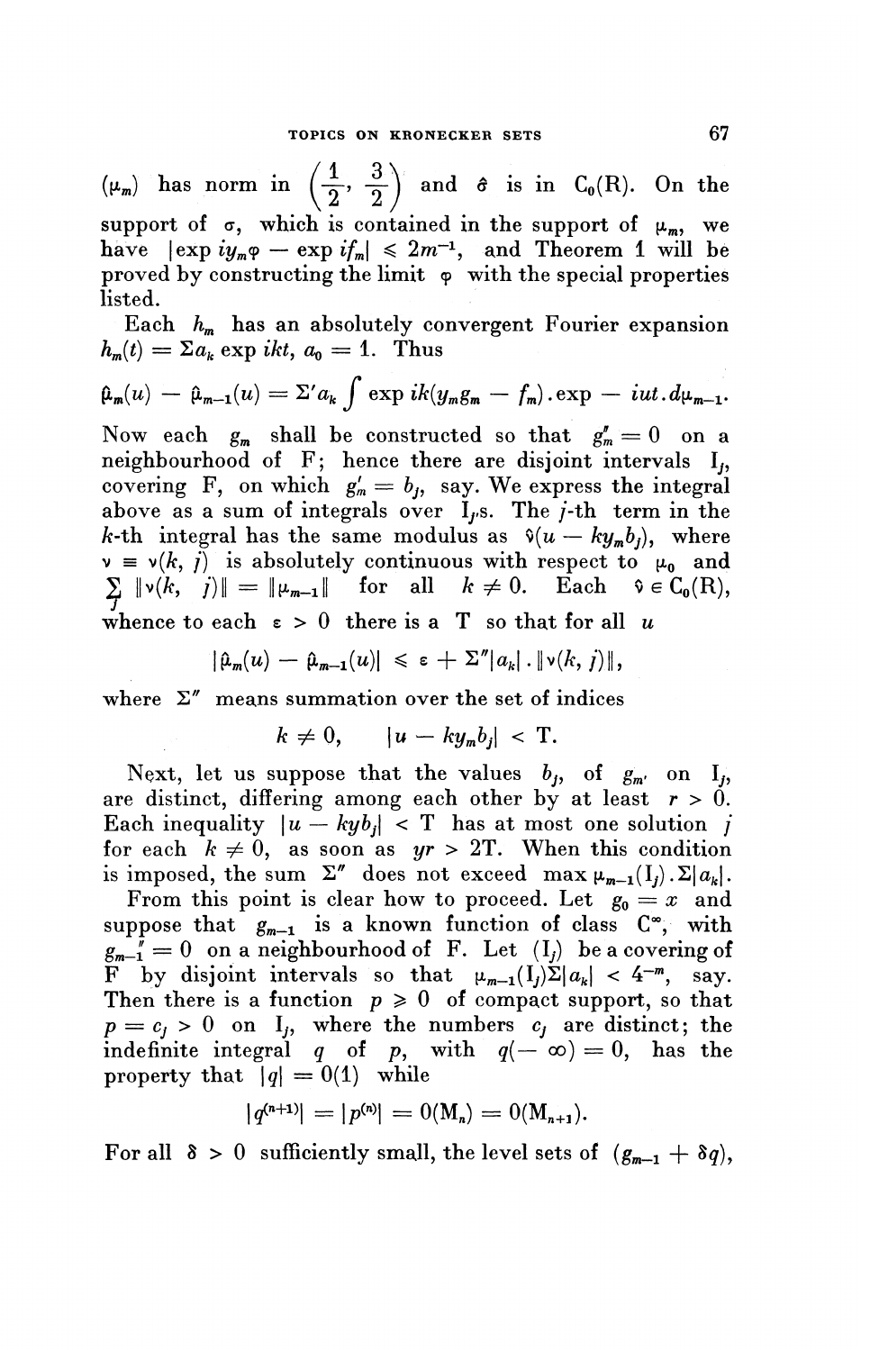$(\mu_m)$ has norm in $\left(\frac{1}{2}, \frac{3}{2}\right)$ and $\hat{\sigma}$ is in $C_0(R)$. On the support of $\sigma$, which is contained in the support of $\mu_m$, we have $|\exp iy_m\varphi - \exp if_m| \leqslant 2m^{-1}$, and Theorem 1 will be proved by constructing the limit $\varphi$ with the special properties listed.

Each $h_m$ has an absolutely convergent Fourier expansion $h_m(t) = \Sigma a_k \exp ikt$, $a_0 = 1$. Thus

$$\hat{\mu}_m(u) - \hat{\mu}_{m-1}(u) = \Sigma' a_k \int \exp ik(y_m g_m - f_m).\exp - iut.d\mu_{m-1}.$$

Now each $g_m$ shall be constructed so that $g_m'' = 0$ on a neighbourhood of F; hence there are disjoint intervals $I_j$, covering F, on which $g_m' = b_j$, say. We express the integral above as a sum of integrals over $I_j$'s. The $j$-th term in the $k$-th integral has the same modulus as $\hat{\nu}(u - ky_m b_j)$, where $\nu \equiv \nu(k, j)$ is absolutely continuous with respect to $\mu_0$ and $\sum_j \|\nu(k, j)\| = \|\mu_{m-1}\|$ for all $k \neq 0$. Each $\hat{\nu} \in C_0(R)$, whence to each $\varepsilon > 0$ there is a T so that for all $u$

$$|\hat{\mu}_m(u) - \hat{\mu}_{m-1}(u)| \leqslant \varepsilon + \Sigma''|a_k|.\|\nu(k, j)\|,$$

where $\Sigma''$ means summation over the set of indices

$$k \neq 0, \qquad |u - ky_m b_j| < T.$$

Next, let us suppose that the values $b_j$, of $g_{m'}$ on $I_j$, are distinct, differing among each other by at least $r > 0$. Each inequality $|u - kyb_j| < T$ has at most one solution $j$ for each $k \neq 0$, as soon as $yr > 2T$. When this condition is imposed, the sum $\Sigma''$ does not exceed $\max \mu_{m-1}(I_j).\Sigma|a_k|$.

From this point is clear how to proceed. Let $g_0 = x$ and suppose that $g_{m-1}$ is a known function of class $C^\infty$, with $g_{m-1}'' = 0$ on a neighbourhood of F. Let $(I_j)$ be a covering of F by disjoint intervals so that $\mu_{m-1}(I_j)\Sigma|a_k| < 4^{-m}$, say. Then there is a function $p \geqslant 0$ of compact support, so that $p = c_j > 0$ on $I_j$, where the numbers $c_j$ are distinct; the indefinite integral $q$ of $p$, with $q(-\infty) = 0$, has the property that $|q| = O(1)$ while

$$|q^{(n+1)}| = |p^{(n)}| = O(M_n) = O(M_{n+1}).$$

For all $\delta > 0$ sufficiently small, the level sets of $(g_{m-1} + \delta q)$,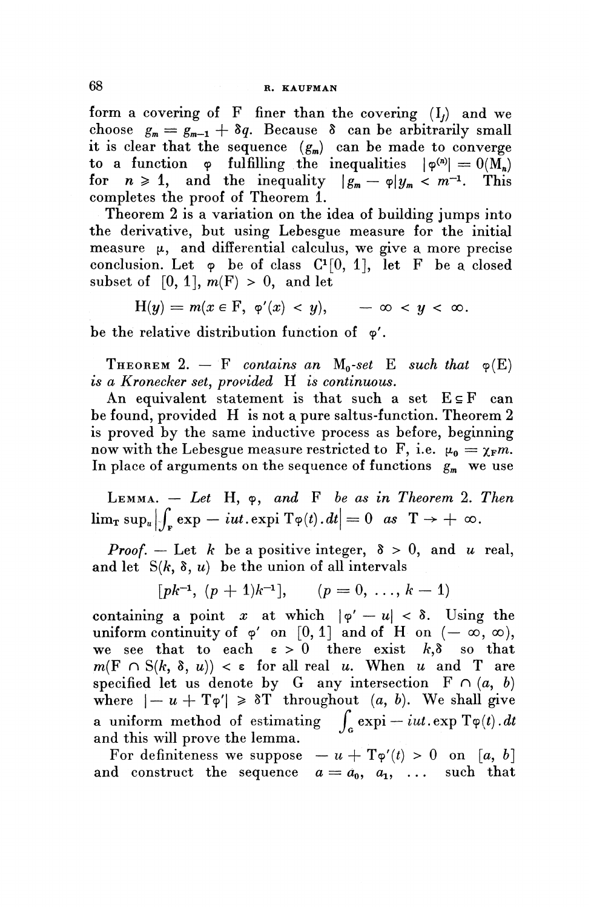form a covering of F finer than the covering $(I_j)$ and we choose $g_m = g_{m-1} + \delta q$. Because $\delta$ can be arbitrarily small it is clear that the sequence $(g_m)$ can be made to converge to a function $\varphi$ fulfilling the inequalities $|\varphi^{(n)}| = O(M_n)$ for $n \geqslant 1$, and the inequality $|g_m - \varphi| y_m < m^{-1}$. This completes the proof of Theorem 1.

Theorem 2 is a variation on the idea of building jumps into the derivative, but using Lebesgue measure for the initial measure $\mu$, and differential calculus, we give a more precise conclusion. Let $\varphi$ be of class $C^1[0, 1]$, let F be a closed subset of $[0, 1]$, $m(F) > 0$, and let

$$H(y) = m(x \in F,\ \varphi'(x) < y), \qquad -\infty < y < \infty.$$

be the relative distribution function of $\varphi'$.

**Theorem 2.** — *F contains an $M_0$-set E such that $\varphi(E)$ is a Kronecker set, provided H is continuous.*

An equivalent statement is that such a set $E \subseteq F$ can be found, provided H is not a pure saltus-function. Theorem 2 is proved by the same inductive process as before, beginning now with the Lebesgue measure restricted to F, i.e. $\mu_0 = \chi_F m$. In place of arguments on the sequence of functions $g_m$ we use

**Lemma.** — *Let H, $\varphi$, and F be as in Theorem 2. Then* $\lim_T \sup_u \left| \int_F \exp - iut . \operatorname{expi} T\varphi(t) . dt \right| = 0$ *as* $T \to +\infty$.

*Proof.* — Let $k$ be a positive integer, $\delta > 0$, and $u$ real, and let $S(k, \delta, u)$ be the union of all intervals

$$[pk^{-1}, (p+1)k^{-1}], \qquad (p = 0, \ldots, k-1)$$

containing a point $x$ at which $|\varphi' - u| < \delta$. Using the uniform continuity of $\varphi'$ on $[0, 1]$ and of H on $(-\infty, \infty)$, we see that to each $\varepsilon > 0$ there exist $k, \delta$ so that $m(F \cap S(k, \delta, u)) < \varepsilon$ for all real $u$. When $u$ and T are specified let us denote by G any intersection $F \cap (a, b)$ where $|-u + T\varphi'| \geqslant \delta T$ throughout $(a, b)$. We shall give a uniform method of estimating $\int_G \operatorname{expi} - iut . \exp T\varphi(t) . dt$ and this will prove the lemma.

For definiteness we suppose $-u + T\varphi'(t) > 0$ on $[a, b]$ and construct the sequence $a = a_0, a_1, \ldots$ such that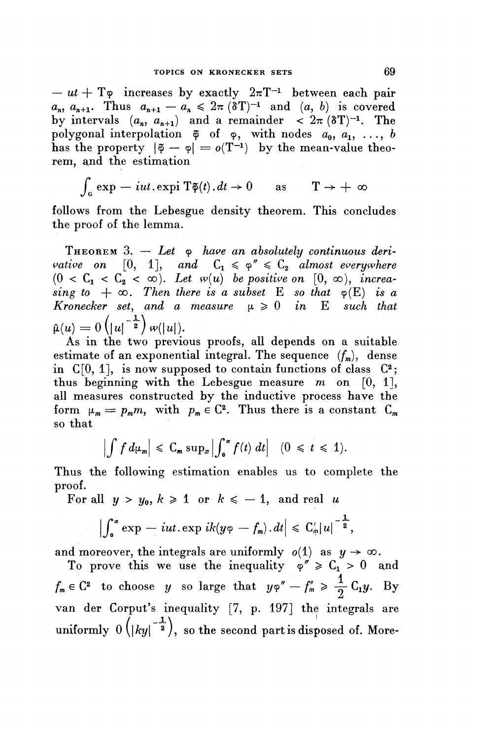$-ut + T\varphi$ increases by exactly $2\pi T^{-1}$ between each pair $a_n$, $a_{n+1}$. Thus $a_{n+1} - a_n \leqslant 2\pi(\delta T)^{-1}$ and $(a, b)$ is covered by intervals $(a_n, a_{n+1})$ and a remainder $< 2\pi(\delta T)^{-1}$. The polygonal interpolation $\tilde{\varphi}$ of $\varphi$, with nodes $a_0, a_1, \ldots, b$ has the property $|\tilde{\varphi} - \varphi| = o(T^{-1})$ by the mean-value theorem, and the estimation

$$\int_G \exp - iut.\text{expi}\, T\tilde{\varphi}(t).dt \to 0 \qquad \text{as} \qquad T \to +\infty$$

follows from the Lebesgue density theorem. This concludes the proof of the lemma.

**Theorem 3.** — *Let $\varphi$ have an absolutely continuous derivative on $[0, 1]$, and $C_1 \leqslant \varphi'' \leqslant C_2$ almost everywhere $(0 < C_1 < C_2 < \infty)$. Let $w(u)$ be positive on $[0, \infty)$, increasing to $+\infty$. Then there is a subset $E$ so that $\varphi(E)$ is a Kronecker set, and a measure $\mu \geqslant 0$ in $E$ such that $\hat{\mu}(u) = 0\left(|u|^{-\frac{1}{2}}\right) w(|u|)$.*

As in the two previous proofs, all depends on a suitable estimate of an exponential integral. The sequence $(f_m)$, dense in $C[0, 1]$, is now supposed to contain functions of class $C^2$; thus beginning with the Lebesgue measure $m$ on $[0, 1]$, all measures constructed by the inductive process have the form $\mu_m = p_m m$, with $p_m \in C^2$. Thus there is a constant $C_m$ so that

$$\left|\int f\, d\mu_m\right| \leqslant C_m \sup_x \left|\int_0^x f(t)\, dt\right| \quad (0 \leqslant t \leqslant 1).$$

Thus the following estimation enables us to complete the proof.

For all $y > y_0$, $k \geqslant 1$ or $k \leqslant -1$, and real $u$

$$\left|\int_0^x \exp - iut.\exp ik(y\varphi - f_m).dt\right| \leqslant C'_m |u|^{-\frac{1}{2}},$$

and moreover, the integrals are uniformly $o(1)$ as $y \to \infty$.

To prove this we use the inequality $\varphi'' \geqslant C_1 > 0$ and $f_m \in C^2$ to choose $y$ so large that $y\varphi'' - f''_m \geqslant \frac{1}{2} C_1 y$. By van der Corput's inequality [7, p. 197] the integrals are uniformly $0\left(|ky|^{-\frac{1}{2}}\right)$, so the second part is disposed of. More-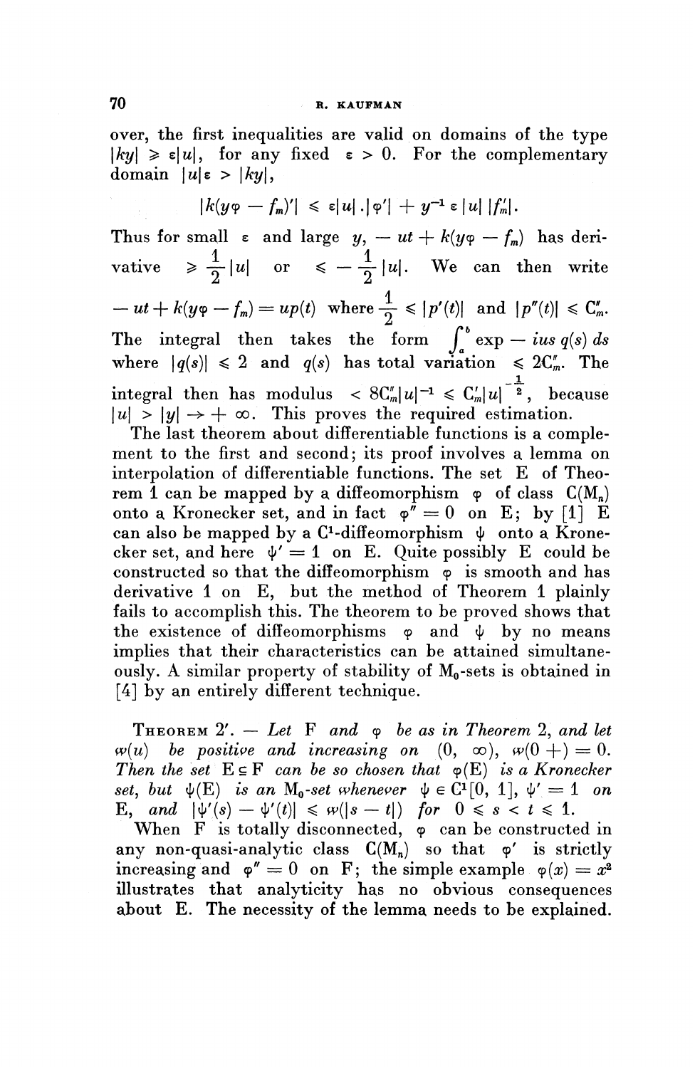over, the first inequalities are valid on domains of the type $|ky| \geq \varepsilon|u|$, for any fixed $\varepsilon > 0$. For the complementary domain $|u|\varepsilon > |ky|$,

$$|k(y\varphi - f_m)'| \leq \varepsilon|u|.|\varphi'| + y^{-1}\varepsilon|u|\,|f_m'|.$$

Thus for small $\varepsilon$ and large $y$, $-ut + k(y\varphi - f_m)$ has derivative $\geq \frac{1}{2}|u|$ or $\leq -\frac{1}{2}|u|$. We can then write $-ut + k(y\varphi - f_m) = up(t)$ where $\frac{1}{2} \leq |p'(t)|$ and $|p''(t)| \leq C_m''$. The integral then takes the form $\int_a^b \exp - ius\, q(s)\, ds$ where $|q(s)| \leq 2$ and $q(s)$ has total variation $\leq 2C_m''$. The integral then has modulus $< 8C_m''|u|^{-1} \leq C_m'|u|^{-\frac{1}{2}}$, because $|u| > |y| \to +\infty$. This proves the required estimation.

The last theorem about differentiable functions is a complement to the first and second; its proof involves a lemma on interpolation of differentiable functions. The set E of Theorem 1 can be mapped by a diffeomorphism $\varphi$ of class $C(M_n)$ onto a Kronecker set, and in fact $\varphi'' = 0$ on E; by [1] E can also be mapped by a $C^1$-diffeomorphism $\psi$ onto a Kronecker set, and here $\psi' = 1$ on E. Quite possibly E could be constructed so that the diffeomorphism $\varphi$ is smooth and has derivative 1 on E, but the method of Theorem 1 plainly fails to accomplish this. The theorem to be proved shows that the existence of diffeomorphisms $\varphi$ and $\psi$ by no means implies that their characteristics can be attained simultaneously. A similar property of stability of $M_0$-sets is obtained in [4] by an entirely different technique.

THEOREM 2'. — *Let F and $\varphi$ be as in Theorem 2, and let $w(u)$ be positive and increasing on $(0, \infty)$, $w(0+) = 0$. Then the set $E \subseteq F$ can be so chosen that $\varphi(E)$ is a Kronecker set, but $\psi(E)$ is an $M_0$-set whenever $\psi \in C^1[0, 1]$, $\psi' = 1$ on E, and $|\psi'(s) - \psi'(t)| \leq w(|s - t|)$ for $0 \leq s < t \leq 1$.*

When F is totally disconnected, $\varphi$ can be constructed in any non-quasi-analytic class $C(M_n)$ so that $\varphi'$ is strictly increasing and $\varphi'' = 0$ on F; the simple example $\varphi(x) = x^2$ illustrates that analyticity has no obvious consequences about E. The necessity of the lemma needs to be explained.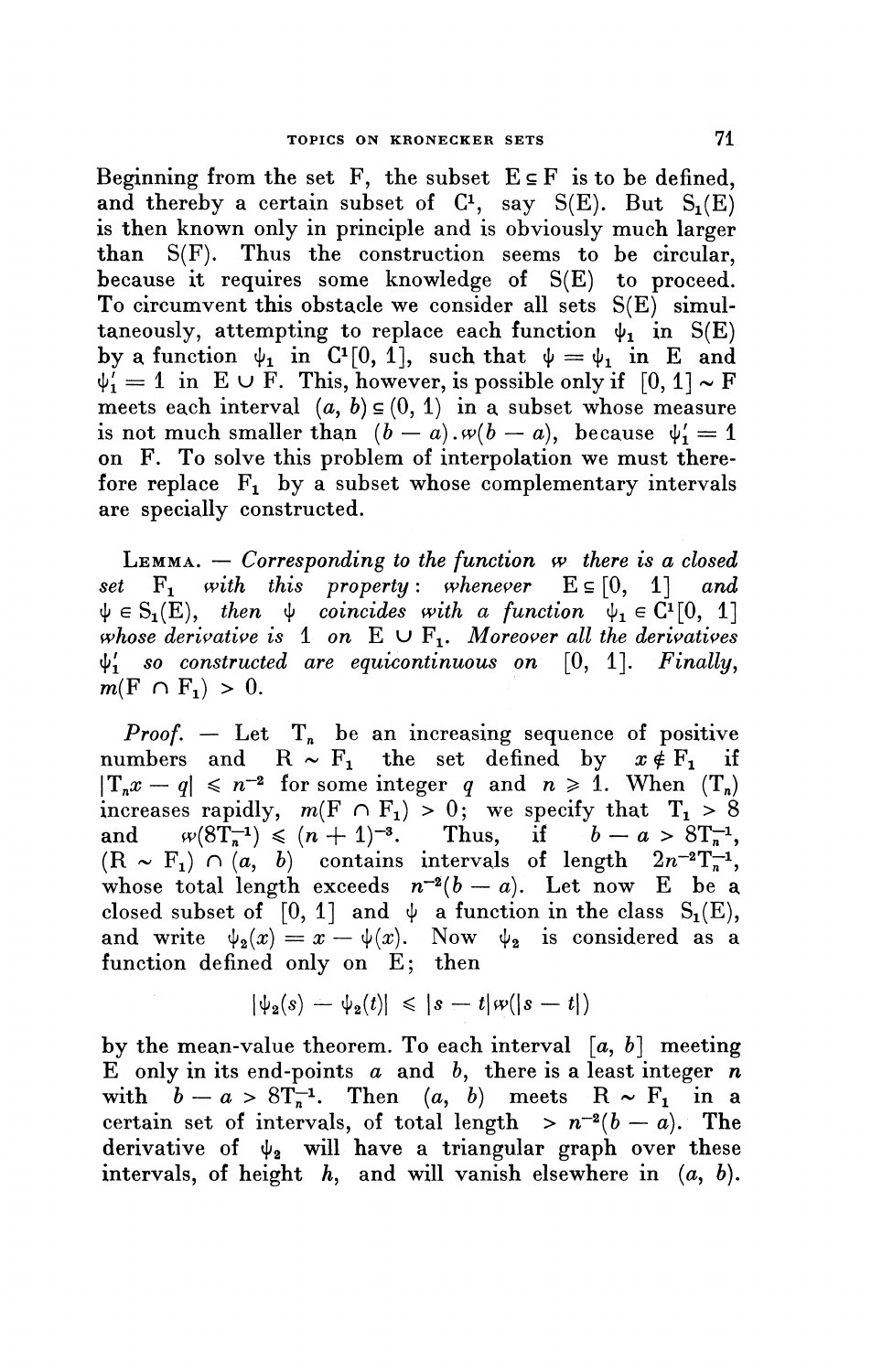Beginning from the set $F$, the subset $E \subseteq F$ is to be defined, and thereby a certain subset of $C^1$, say $S(E)$. But $S_1(E)$ is then known only in principle and is obviously much larger than $S(F)$. Thus the construction seems to be circular, because it requires some knowledge of $S(E)$ to proceed. To circumvent this obstacle we consider all sets $S(E)$ simultaneously, attempting to replace each function $\psi_1$ in $S(E)$ by a function $\psi_1$ in $C^1[0, 1]$, such that $\psi = \psi_1$ in $E$ and $\psi_1' = 1$ in $E \cup F$. This, however, is possible only if $[0, 1] \sim F$ meets each interval $(a, b) \subseteq (0, 1)$ in a subset whose measure is not much smaller than $(b - a).w(b - a)$, because $\psi_1' = 1$ on $F$. To solve this problem of interpolation we must therefore replace $F_1$ by a subset whose complementary intervals are specially constructed.

LEMMA. — *Corresponding to the function* $w$ *there is a closed set* $F_1$ *with this property: whenever* $E \subseteq [0, 1]$ *and* $\psi \in S_1(E)$, *then* $\psi$ *coincides with a function* $\psi_1 \in C^1[0, 1]$ *whose derivative is* 1 *on* $E \cup F_1$. *Moreover all the derivatives* $\psi_1'$ *so constructed are equicontinuous on* $[0, 1]$. *Finally,* $m(F \cap F_1) > 0$.

*Proof.* — Let $T_n$ be an increasing sequence of positive numbers and $R \sim F_1$ the set defined by $x \notin F_1$ if $|T_n x - q| \leqslant n^{-2}$ for some integer $q$ and $n \geqslant 1$. When $(T_n)$ increases rapidly, $m(F \cap F_1) > 0$; we specify that $T_1 > 8$ and $w(8T_n^{-1}) \leqslant (n + 1)^{-3}$. Thus, if $b - a > 8T_n^{-1}$, $(R \sim F_1) \cap (a, b)$ contains intervals of length $2n^{-2}T_n^{-1}$, whose total length exceeds $n^{-2}(b - a)$. Let now $E$ be a closed subset of $[0, 1]$ and $\psi$ a function in the class $S_1(E)$, and write $\psi_2(x) = x - \psi(x)$. Now $\psi_2$ is considered as a function defined only on $E$; then

$$|\psi_2(s) - \psi_2(t)| \leqslant |s - t| w(|s - t|)$$

by the mean-value theorem. To each interval $[a, b]$ meeting $E$ only in its end-points $a$ and $b$, there is a least integer $n$ with $b - a > 8T_n^{-1}$. Then $(a, b)$ meets $R \sim F_1$ in a certain set of intervals, of total length $> n^{-2}(b - a)$. The derivative of $\psi_2$ will have a triangular graph over these intervals, of height $h$, and will vanish elsewhere in $(a, b)$.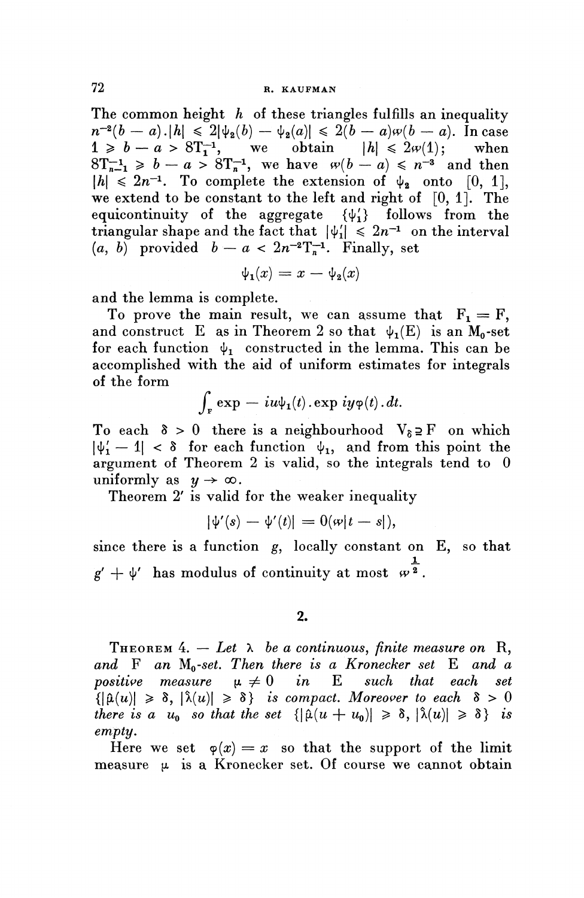The common height $h$ of these triangles fulfills an inequality $n^{-2}(b-a).|h| \leqslant 2|\psi_2(b) - \psi_2(a)| \leqslant 2(b-a)w(b-a)$. In case $1 \geqslant b - a > 8T_1^{-1}$, we obtain $|h| \leqslant 2w(1)$; when $8T_{n-1}^{-1} \geqslant b - a > 8T_n^{-1}$, we have $w(b-a) \leqslant n^{-3}$ and then $|h| \leqslant 2n^{-1}$. To complete the extension of $\psi_2$ onto $[0, 1]$, we extend to be constant to the left and right of $[0, 1]$. The equicontinuity of the aggregate $\{\psi_1'\}$ follows from the triangular shape and the fact that $|\psi_1'| \leqslant 2n^{-1}$ on the interval $(a, b)$ provided $b - a < 2n^{-2}T_n^{-1}$. Finally, set

$$\psi_1(x) = x - \psi_2(x)$$

and the lemma is complete.

To prove the main result, we can assume that $F_1 = F$, and construct $E$ as in Theorem 2 so that $\psi_1(E)$ is an $M_0$-set for each function $\psi_1$ constructed in the lemma. This can be accomplished with the aid of uniform estimates for integrals of the form

$$\int_F \exp - iu\psi_1(t) . \exp iy\varphi(t) . dt.$$

To each $\delta > 0$ there is a neighbourhood $V_\delta \supseteq F$ on which $|\psi_1' - 1| < \delta$ for each function $\psi_1$, and from this point the argument of Theorem 2 is valid, so the integrals tend to 0 uniformly as $y \to \infty$.

Theorem 2′ is valid for the weaker inequality

$$|\psi'(s) - \psi'(t)| = 0(w|t-s|),$$

since there is a function $g$, locally constant on $E$, so that $g' + \psi'$ has modulus of continuity at most $w^{\frac{1}{2}}$.

## 2.

**Theorem 4.** — *Let $\lambda$ be a continuous, finite measure on $R$, and $F$ an $M_0$-set. Then there is a Kronecker set $E$ and a positive measure $\mu \neq 0$ in $E$ such that each set $\{|\hat{\mu}(u)| \geqslant \delta, |\hat{\lambda}(u)| \geqslant \delta\}$ is compact. Moreover to each $\delta > 0$ there is a $u_0$ so that the set $\{|\hat{\mu}(u + u_0)| \geqslant \delta, |\hat{\lambda}(u)| \geqslant \delta\}$ is empty.*

Here we set $\varphi(x) = x$ so that the support of the limit measure $\mu$ is a Kronecker set. Of course we cannot obtain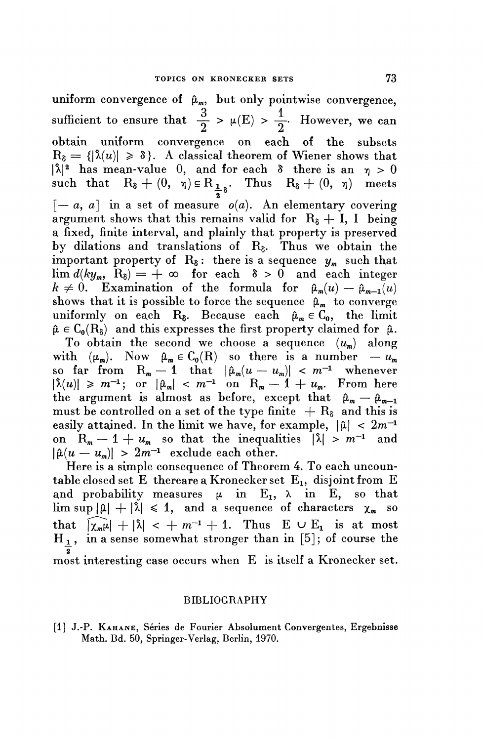uniform convergence of $\hat{\mu}_m$, but only pointwise convergence, sufficient to ensure that $\frac{3}{2} > \mu(E) > \frac{1}{2}$. However, we can obtain uniform convergence on each of the subsets $R_\delta = \{|\hat{\lambda}(u)| \geqslant \delta\}$. A classical theorem of Wiener shows that $|\hat{\lambda}|^2$ has mean-value 0, and for each $\delta$ there is an $\eta > 0$ such that $R_\delta + (0, \eta) \subseteq R_{\frac{1}{2}\delta}$. Thus $R_\delta + (0, \eta)$ meets $[-a, a]$ in a set of measure $o(a)$. An elementary covering argument shows that this remains valid for $R_\delta + I$, I being a fixed, finite interval, and plainly that property is preserved by dilations and translations of $R_\delta$. Thus we obtain the important property of $R_\delta$: there is a sequence $y_m$ such that $\lim d(ky_m, R_\delta) = +\infty$ for each $\delta > 0$ and each integer $k \neq 0$. Examination of the formula for $\hat{\mu}_m(u) - \hat{\mu}_{m-1}(u)$ shows that it is possible to force the sequence $\hat{\mu}_m$ to converge uniformly on each $R_\delta$. Because each $\hat{\mu}_m \in C_0$, the limit $\hat{\mu} \in C_0(R_\delta)$ and this expresses the first property claimed for $\hat{\mu}$.

To obtain the second we choose a sequence $(u_m)$ along with $(\mu_m)$. Now $\hat{\mu}_m \in C_0(R)$ so there is a number $-u_m$ so far from $R_m - 1$ that $|\hat{\mu}_m(u - u_m)| < m^{-1}$ whenever $|\hat{\lambda}(u)| \geqslant m^{-1}$; or $|\hat{\mu}_m| < m^{-1}$ on $R_m - 1 + u_m$. From here the argument is almost as before, except that $\hat{\mu}_m - \hat{\mu}_{m-1}$ must be controlled on a set of the type finite $+ R_\delta$ and this is easily attained. In the limit we have, for example, $|\hat{\mu}| < 2m^{-1}$ on $R_m - 1 + u_m$ so that the inequalities $|\hat{\lambda}| > m^{-1}$ and $|\hat{\mu}(u - u_m)| > 2m^{-1}$ exclude each other.

Here is a simple consequence of Theorem 4. To each uncountable closed set E thereare a Kronecker set $E_1$, disjoint from E and probability measures $\mu$ in $E_1$, $\lambda$ in E, so that $\limsup |\hat{\mu}| + |\hat{\lambda}| \leqslant 1$, and a sequence of characters $\chi_m$ so that $|\widehat{\chi_m \mu}| + |\hat{\lambda}| < + m^{-1} + 1$. Thus $E \cup E_1$ is at most $H_{\frac{1}{2}}$, in a sense somewhat stronger than in [5]; of course the most interesting case occurs when E is itself a Kronecker set.

## BIBLIOGRAPHY

[1] J.-P. Kahane, Séries de Fourier Absolument Convergentes, Ergebnisse Math. Bd. 50, Springer-Verlag, Berlin, 1970.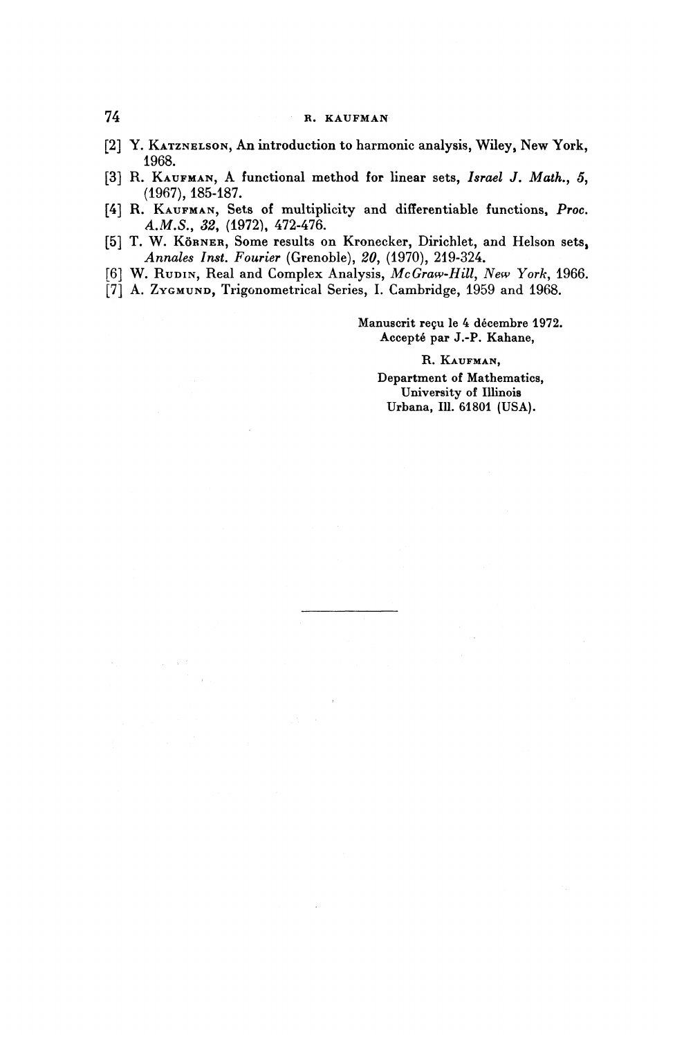[2] Y. Katznelson, An introduction to harmonic analysis, Wiley, New York, 1968.

[3] R. Kaufman, A functional method for linear sets, *Israel J. Math.*, *5*, (1967), 185-187.

[4] R. Kaufman, Sets of multiplicity and differentiable functions, *Proc. A.M.S.*, *32*, (1972), 472-476.

[5] T. W. Körner, Some results on Kronecker, Dirichlet, and Helson sets, *Annales Inst. Fourier* (Grenoble), *20*, (1970), 219-324.

[6] W. Rudin, Real and Complex Analysis, *McGraw-Hill*, *New York*, 1966.

[7] A. Zygmund, Trigonometrical Series, I. Cambridge, 1959 and 1968.

Manuscrit reçu le 4 décembre 1972.
Accepté par J.-P. Kahane,

R. Kaufman,
Department of Mathematics,
University of Illinois
Urbana, Ill. 61801 (USA).